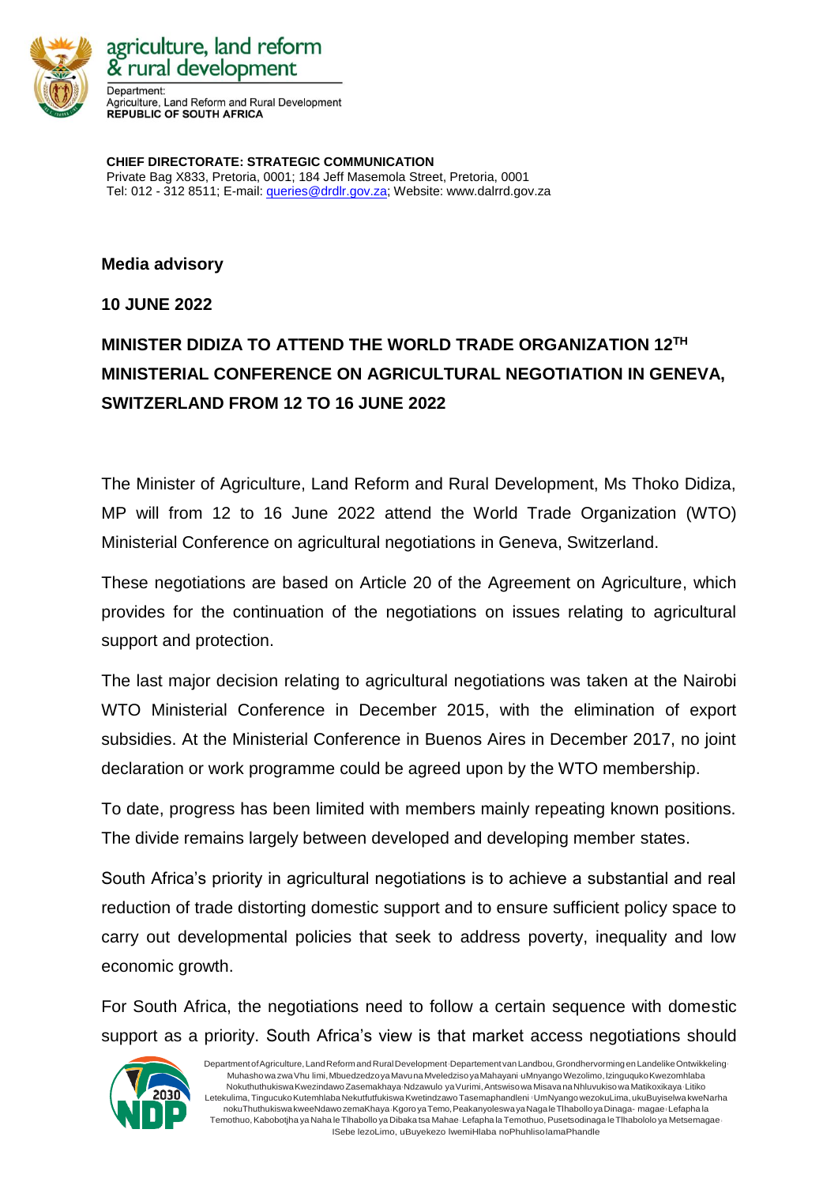agriculture, land reform & rural development

Department:
Agriculture, Land Reform and Rural Development
**REPUBLIC OF SOUTH AFRICA**

**CHIEF DIRECTORATE: STRATEGIC COMMUNICATION**
Private Bag X833, Pretoria, 0001; 184 Jeff Masemola Street, Pretoria, 0001
Tel: 012 - 312 8511; E-mail: queries@drdlr.gov.za; Website: www.dalrrd.gov.za

**Media advisory**

**10 JUNE 2022**

# MINISTER DIDIZA TO ATTEND THE WORLD TRADE ORGANIZATION 12TH MINISTERIAL CONFERENCE ON AGRICULTURAL NEGOTIATION IN GENEVA, SWITZERLAND FROM 12 TO 16 JUNE 2022

The Minister of Agriculture, Land Reform and Rural Development, Ms Thoko Didiza, MP will from 12 to 16 June 2022 attend the World Trade Organization (WTO) Ministerial Conference on agricultural negotiations in Geneva, Switzerland.

These negotiations are based on Article 20 of the Agreement on Agriculture, which provides for the continuation of the negotiations on issues relating to agricultural support and protection.

The last major decision relating to agricultural negotiations was taken at the Nairobi WTO Ministerial Conference in December 2015, with the elimination of export subsidies. At the Ministerial Conference in Buenos Aires in December 2017, no joint declaration or work programme could be agreed upon by the WTO membership.

To date, progress has been limited with members mainly repeating known positions. The divide remains largely between developed and developing member states.

South Africa's priority in agricultural negotiations is to achieve a substantial and real reduction of trade distorting domestic support and to ensure sufficient policy space to carry out developmental policies that seek to address poverty, inequality and low economic growth.

For South Africa, the negotiations need to follow a certain sequence with domestic support as a priority. South Africa's view is that market access negotiations should

Department of Agriculture, Land Reform and Rural Development · Departement van Landbou, Grondhervorming en Landelike Ontwikkeling · Muhasho wa zwa Vhu limi, Mbuedzedzo ya Mavu na Mveledziso ya Mahayani · uMnyango Wezolimo, Izinguquko Kwezomhlaba Nokuthuthukiswa Kwezindawo Zasemakhaya · Ndzawulo ya Vurimi, Antswiso wa Misava na Nhluvukiso wa Matikoxikaya · Litiko Letekulima, Tingucuko Kutemhlaba Nekutfutfukiswa Kwetindzawo Tasemaphandleni · UmNyango wezokuLima, ukuBuyiselwa kweNarha nokuThuthukiswa kweeNdawo zemaKhaya · Kgoro ya Temo, Peakanyoleswa ya Naga le Tlhabollo ya Dinaga- magae · Lefapha la Temothuo, Kabobotjha ya Naha le Tlhabollo ya Dibaka tsa Mahae · Lefapha la Temothuo, Pusetsodinaga le Tlhabololo ya Metsemagae · ISebe lezoLimo, uBuyekezo lwemiHlaba noPhuhliso lamaPhandle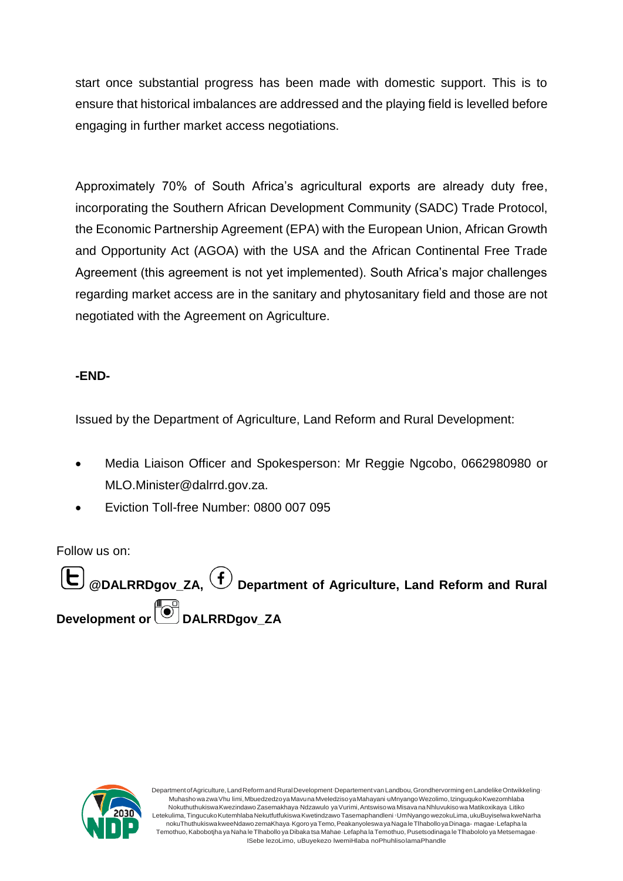start once substantial progress has been made with domestic support. This is to ensure that historical imbalances are addressed and the playing field is levelled before engaging in further market access negotiations.

Approximately 70% of South Africa's agricultural exports are already duty free, incorporating the Southern African Development Community (SADC) Trade Protocol, the Economic Partnership Agreement (EPA) with the European Union, African Growth and Opportunity Act (AGOA) with the USA and the African Continental Free Trade Agreement (this agreement is not yet implemented). South Africa's major challenges regarding market access are in the sanitary and phytosanitary field and those are not negotiated with the Agreement on Agriculture.

**-END-**

Issued by the Department of Agriculture, Land Reform and Rural Development:

- Media Liaison Officer and Spokesperson: Mr Reggie Ngcobo, 0662980980 or MLO.Minister@dalrrd.gov.za.
- Eviction Toll-free Number: 0800 007 095

Follow us on:

**@DALRRDgov_ZA, Department of Agriculture, Land Reform and Rural Development or DALRRDgov_ZA**

Department of Agriculture, Land Reform and Rural Development · Departement van Landbou, Grondhervorming en Landelike Ontwikkeling · Muhasho wa zwa Vhu limi, Mbuedzedzo ya Mavuna Mveledziso ya Mahayani · uMnyango Wezolimo, Izinguquko Kwezomhlaba Nokuthuthukiswa Kwezindawo Zasemakhaya · Ndzawulo ya Vurimi, Antswiso wa Misava na Nhluvukiso wa Matikoxikaya · Litiko Letekulima, Tingucuko Kutemhlaba Nekutfutfukiswa Kwetindzawo Tasemaphandleni · UmNyango wezokuLima, ukuBuyiselwa kweNarha nokuThuthukiswa kweeNdawo zemaKhaya · Kgoro ya Temo, Peakanyoleswa ya Naga le Tlhabollo ya Dinaga- magae · Lefapha la Temothuo, Kabobotjha ya Naha le Tlhabollo ya Dibaka tsa Mahae · Lefapha la Temothuo, Pusetsodinaga le Tlhabololo ya Metsemagae · ISebe lezoLimo, uBuyekezo lwemiHlaba noPhuhliso lamaPhandle